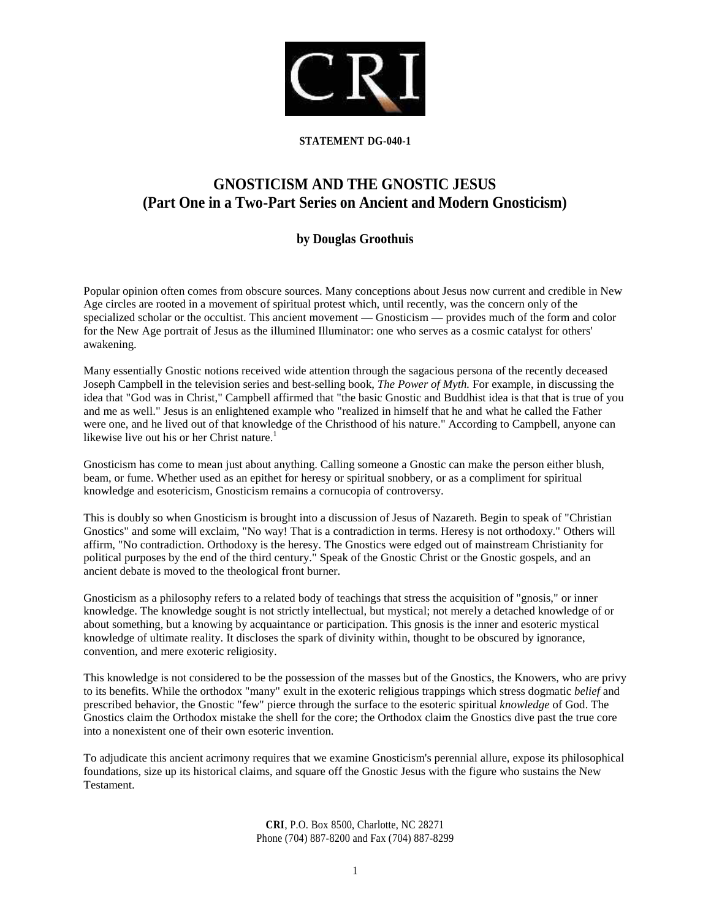**STATEMENT DG-040-1**

# GNOSTICISM AND THE GNOSTIC JESUS
## (Part One in a Two-Part Series on Ancient and Modern Gnosticism)

**by Douglas Groothuis**

Popular opinion often comes from obscure sources. Many conceptions about Jesus now current and credible in New Age circles are rooted in a movement of spiritual protest which, until recently, was the concern only of the specialized scholar or the occultist. This ancient movement — Gnosticism — provides much of the form and color for the New Age portrait of Jesus as the illumined Illuminator: one who serves as a cosmic catalyst for others' awakening.

Many essentially Gnostic notions received wide attention through the sagacious persona of the recently deceased Joseph Campbell in the television series and best-selling book, *The Power of Myth.* For example, in discussing the idea that "God was in Christ," Campbell affirmed that "the basic Gnostic and Buddhist idea is that that is true of you and me as well." Jesus is an enlightened example who "realized in himself that he and what he called the Father were one, and he lived out of that knowledge of the Christhood of his nature." According to Campbell, anyone can likewise live out his or her Christ nature.[1]

Gnosticism has come to mean just about anything. Calling someone a Gnostic can make the person either blush, beam, or fume. Whether used as an epithet for heresy or spiritual snobbery, or as a compliment for spiritual knowledge and esotericism, Gnosticism remains a cornucopia of controversy.

This is doubly so when Gnosticism is brought into a discussion of Jesus of Nazareth. Begin to speak of "Christian Gnostics" and some will exclaim, "No way! That is a contradiction in terms. Heresy is not orthodoxy." Others will affirm, "No contradiction. Orthodoxy is the heresy. The Gnostics were edged out of mainstream Christianity for political purposes by the end of the third century." Speak of the Gnostic Christ or the Gnostic gospels, and an ancient debate is moved to the theological front burner.

Gnosticism as a philosophy refers to a related body of teachings that stress the acquisition of "gnosis," or inner knowledge. The knowledge sought is not strictly intellectual, but mystical; not merely a detached knowledge of or about something, but a knowing by acquaintance or participation. This gnosis is the inner and esoteric mystical knowledge of ultimate reality. It discloses the spark of divinity within, thought to be obscured by ignorance, convention, and mere exoteric religiosity.

This knowledge is not considered to be the possession of the masses but of the Gnostics, the Knowers, who are privy to its benefits. While the orthodox "many" exult in the exoteric religious trappings which stress dogmatic *belief* and prescribed behavior, the Gnostic "few" pierce through the surface to the esoteric spiritual *knowledge* of God. The Gnostics claim the Orthodox mistake the shell for the core; the Orthodox claim the Gnostics dive past the true core into a nonexistent one of their own esoteric invention.

To adjudicate this ancient acrimony requires that we examine Gnosticism's perennial allure, expose its philosophical foundations, size up its historical claims, and square off the Gnostic Jesus with the figure who sustains the New Testament.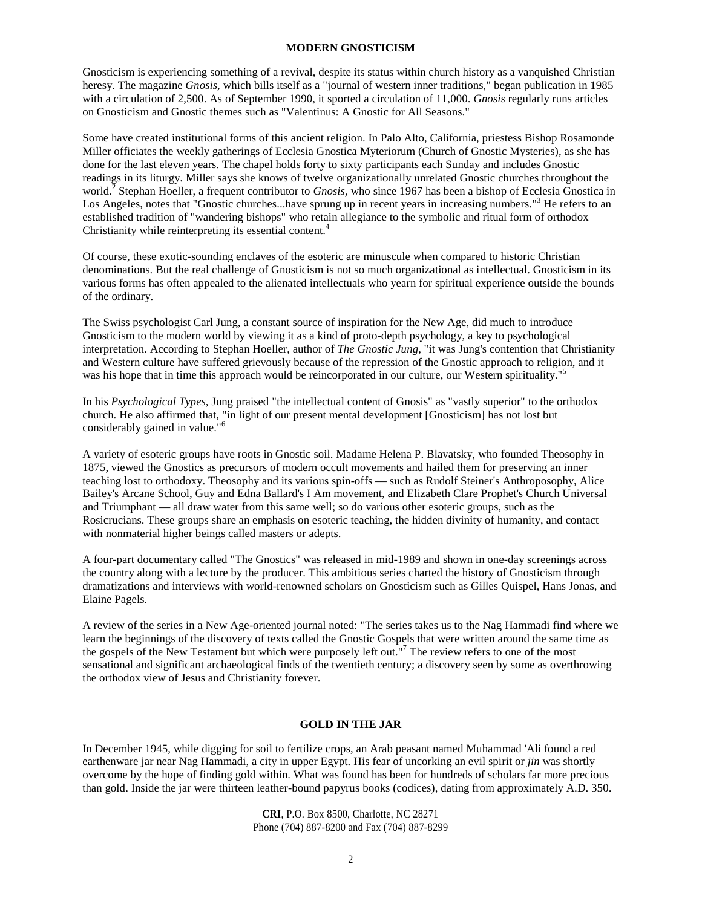## MODERN GNOSTICISM

Gnosticism is experiencing something of a revival, despite its status within church history as a vanquished Christian heresy. The magazine *Gnosis*, which bills itself as a "journal of western inner traditions," began publication in 1985 with a circulation of 2,500. As of September 1990, it sported a circulation of 11,000. *Gnosis* regularly runs articles on Gnosticism and Gnostic themes such as "Valentinus: A Gnostic for All Seasons."

Some have created institutional forms of this ancient religion. In Palo Alto, California, priestess Bishop Rosamonde Miller officiates the weekly gatherings of Ecclesia Gnostica Myteriorum (Church of Gnostic Mysteries), as she has done for the last eleven years. The chapel holds forty to sixty participants each Sunday and includes Gnostic readings in its liturgy. Miller says she knows of twelve organizationally unrelated Gnostic churches throughout the world.[2] Stephan Hoeller, a frequent contributor to *Gnosis*, who since 1967 has been a bishop of Ecclesia Gnostica in Los Angeles, notes that "Gnostic churches...have sprung up in recent years in increasing numbers."[3] He refers to an established tradition of "wandering bishops" who retain allegiance to the symbolic and ritual form of orthodox Christianity while reinterpreting its essential content.[4]

Of course, these exotic-sounding enclaves of the esoteric are minuscule when compared to historic Christian denominations. But the real challenge of Gnosticism is not so much organizational as intellectual. Gnosticism in its various forms has often appealed to the alienated intellectuals who yearn for spiritual experience outside the bounds of the ordinary.

The Swiss psychologist Carl Jung, a constant source of inspiration for the New Age, did much to introduce Gnosticism to the modern world by viewing it as a kind of proto-depth psychology, a key to psychological interpretation. According to Stephan Hoeller, author of *The Gnostic Jung*, "it was Jung's contention that Christianity and Western culture have suffered grievously because of the repression of the Gnostic approach to religion, and it was his hope that in time this approach would be reincorporated in our culture, our Western spirituality."[5]

In his *Psychological Types*, Jung praised "the intellectual content of Gnosis" as "vastly superior" to the orthodox church. He also affirmed that, "in light of our present mental development [Gnosticism] has not lost but considerably gained in value."[6]

A variety of esoteric groups have roots in Gnostic soil. Madame Helena P. Blavatsky, who founded Theosophy in 1875, viewed the Gnostics as precursors of modern occult movements and hailed them for preserving an inner teaching lost to orthodoxy. Theosophy and its various spin-offs — such as Rudolf Steiner's Anthroposophy, Alice Bailey's Arcane School, Guy and Edna Ballard's I Am movement, and Elizabeth Clare Prophet's Church Universal and Triumphant — all draw water from this same well; so do various other esoteric groups, such as the Rosicrucians. These groups share an emphasis on esoteric teaching, the hidden divinity of humanity, and contact with nonmaterial higher beings called masters or adepts.

A four-part documentary called "The Gnostics" was released in mid-1989 and shown in one-day screenings across the country along with a lecture by the producer. This ambitious series charted the history of Gnosticism through dramatizations and interviews with world-renowned scholars on Gnosticism such as Gilles Quispel, Hans Jonas, and Elaine Pagels.

A review of the series in a New Age-oriented journal noted: "The series takes us to the Nag Hammadi find where we learn the beginnings of the discovery of texts called the Gnostic Gospels that were written around the same time as the gospels of the New Testament but which were purposely left out."[7] The review refers to one of the most sensational and significant archaeological finds of the twentieth century; a discovery seen by some as overthrowing the orthodox view of Jesus and Christianity forever.

## GOLD IN THE JAR

In December 1945, while digging for soil to fertilize crops, an Arab peasant named Muhammad 'Ali found a red earthenware jar near Nag Hammadi, a city in upper Egypt. His fear of uncorking an evil spirit or *jin* was shortly overcome by the hope of finding gold within. What was found has been for hundreds of scholars far more precious than gold. Inside the jar were thirteen leather-bound papyrus books (codices), dating from approximately A.D. 350.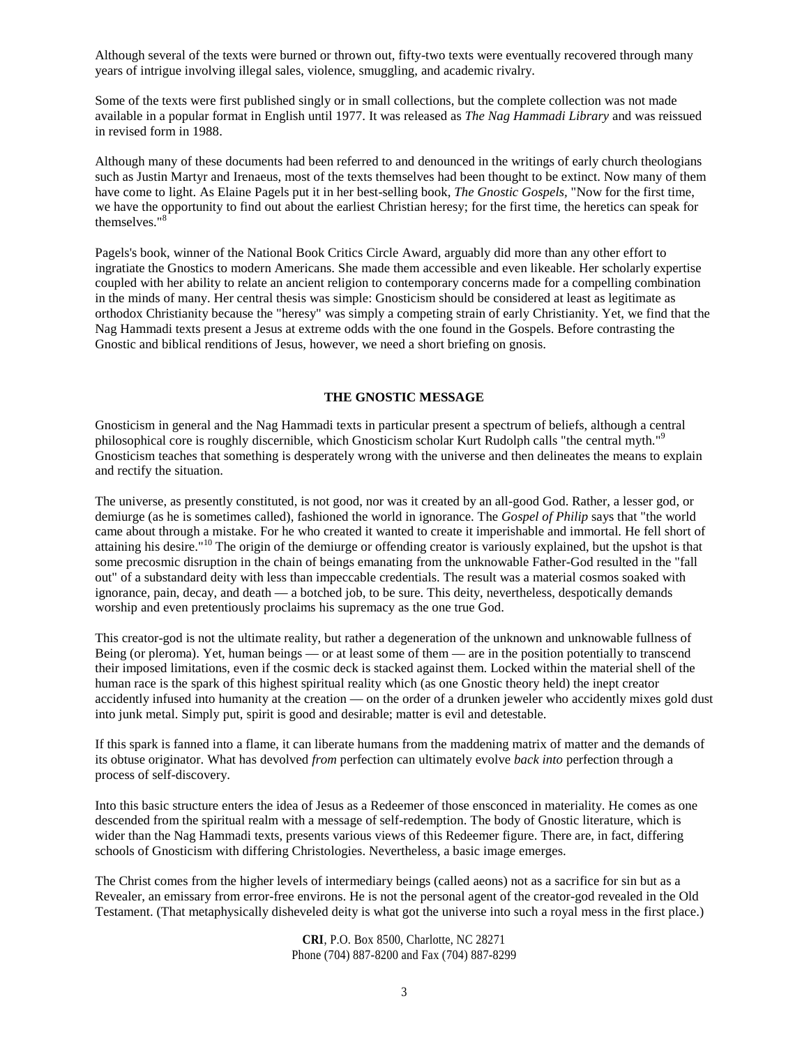Although several of the texts were burned or thrown out, fifty-two texts were eventually recovered through many years of intrigue involving illegal sales, violence, smuggling, and academic rivalry.

Some of the texts were first published singly or in small collections, but the complete collection was not made available in a popular format in English until 1977. It was released as *The Nag Hammadi Library* and was reissued in revised form in 1988.

Although many of these documents had been referred to and denounced in the writings of early church theologians such as Justin Martyr and Irenaeus, most of the texts themselves had been thought to be extinct. Now many of them have come to light. As Elaine Pagels put it in her best-selling book, *The Gnostic Gospels*, "Now for the first time, we have the opportunity to find out about the earliest Christian heresy; for the first time, the heretics can speak for themselves."[8]

Pagels's book, winner of the National Book Critics Circle Award, arguably did more than any other effort to ingratiate the Gnostics to modern Americans. She made them accessible and even likeable. Her scholarly expertise coupled with her ability to relate an ancient religion to contemporary concerns made for a compelling combination in the minds of many. Her central thesis was simple: Gnosticism should be considered at least as legitimate as orthodox Christianity because the "heresy" was simply a competing strain of early Christianity. Yet, we find that the Nag Hammadi texts present a Jesus at extreme odds with the one found in the Gospels. Before contrasting the Gnostic and biblical renditions of Jesus, however, we need a short briefing on gnosis.

## THE GNOSTIC MESSAGE

Gnosticism in general and the Nag Hammadi texts in particular present a spectrum of beliefs, although a central philosophical core is roughly discernible, which Gnosticism scholar Kurt Rudolph calls "the central myth."[9] Gnosticism teaches that something is desperately wrong with the universe and then delineates the means to explain and rectify the situation.

The universe, as presently constituted, is not good, nor was it created by an all-good God. Rather, a lesser god, or demiurge (as he is sometimes called), fashioned the world in ignorance. The *Gospel of Philip* says that "the world came about through a mistake. For he who created it wanted to create it imperishable and immortal. He fell short of attaining his desire."[10] The origin of the demiurge or offending creator is variously explained, but the upshot is that some precosmic disruption in the chain of beings emanating from the unknowable Father-God resulted in the "fall out" of a substandard deity with less than impeccable credentials. The result was a material cosmos soaked with ignorance, pain, decay, and death — a botched job, to be sure. This deity, nevertheless, despotically demands worship and even pretentiously proclaims his supremacy as the one true God.

This creator-god is not the ultimate reality, but rather a degeneration of the unknown and unknowable fullness of Being (or pleroma). Yet, human beings — or at least some of them — are in the position potentially to transcend their imposed limitations, even if the cosmic deck is stacked against them. Locked within the material shell of the human race is the spark of this highest spiritual reality which (as one Gnostic theory held) the inept creator accidently infused into humanity at the creation — on the order of a drunken jeweler who accidently mixes gold dust into junk metal. Simply put, spirit is good and desirable; matter is evil and detestable.

If this spark is fanned into a flame, it can liberate humans from the maddening matrix of matter and the demands of its obtuse originator. What has devolved *from* perfection can ultimately evolve *back into* perfection through a process of self-discovery.

Into this basic structure enters the idea of Jesus as a Redeemer of those ensconced in materiality. He comes as one descended from the spiritual realm with a message of self-redemption. The body of Gnostic literature, which is wider than the Nag Hammadi texts, presents various views of this Redeemer figure. There are, in fact, differing schools of Gnosticism with differing Christologies. Nevertheless, a basic image emerges.

The Christ comes from the higher levels of intermediary beings (called aeons) not as a sacrifice for sin but as a Revealer, an emissary from error-free environs. He is not the personal agent of the creator-god revealed in the Old Testament. (That metaphysically disheveled deity is what got the universe into such a royal mess in the first place.)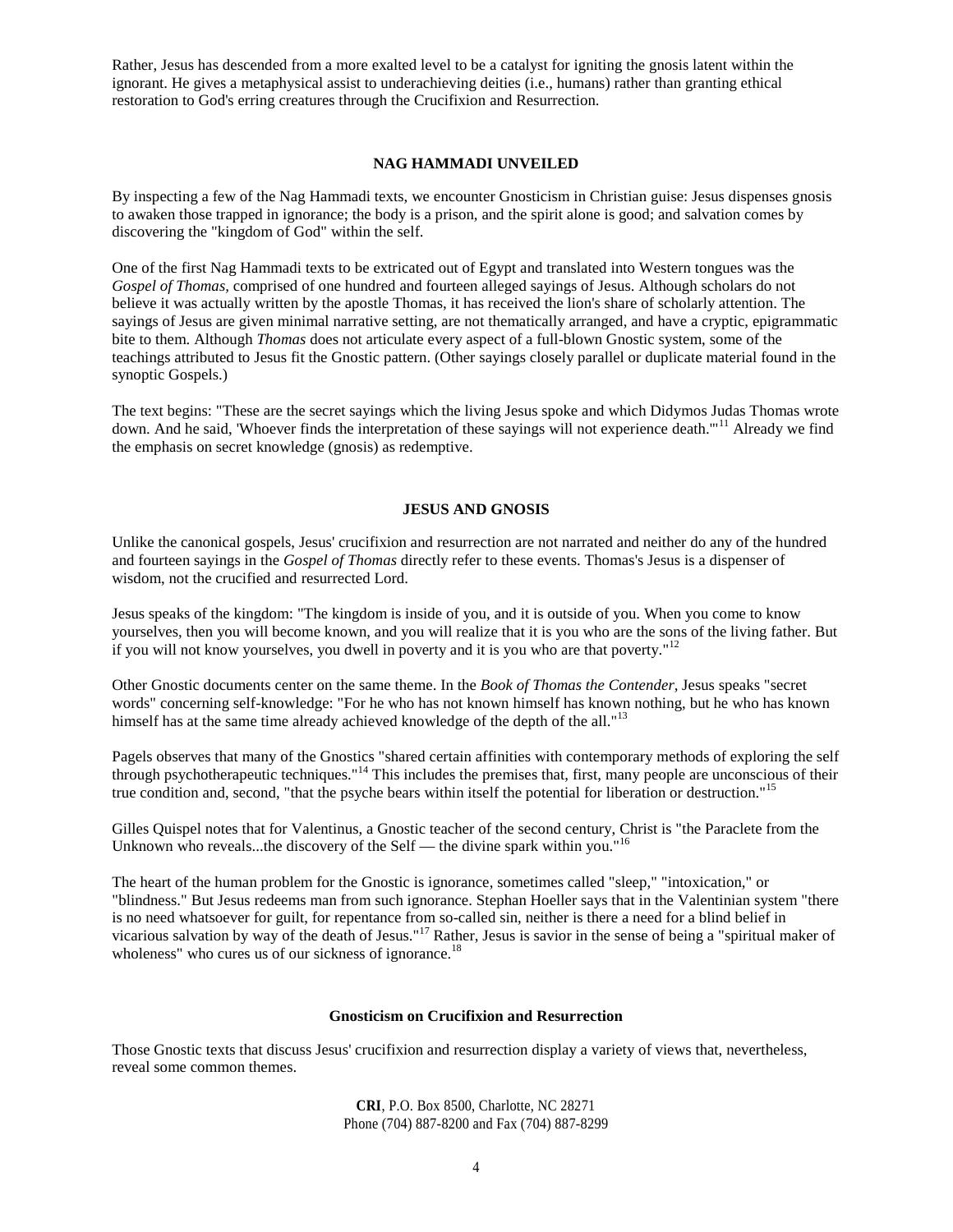Rather, Jesus has descended from a more exalted level to be a catalyst for igniting the gnosis latent within the ignorant. He gives a metaphysical assist to underachieving deities (i.e., humans) rather than granting ethical restoration to God's erring creatures through the Crucifixion and Resurrection.

## NAG HAMMADI UNVEILED

By inspecting a few of the Nag Hammadi texts, we encounter Gnosticism in Christian guise: Jesus dispenses gnosis to awaken those trapped in ignorance; the body is a prison, and the spirit alone is good; and salvation comes by discovering the "kingdom of God" within the self.

One of the first Nag Hammadi texts to be extricated out of Egypt and translated into Western tongues was the *Gospel of Thomas*, comprised of one hundred and fourteen alleged sayings of Jesus. Although scholars do not believe it was actually written by the apostle Thomas, it has received the lion's share of scholarly attention. The sayings of Jesus are given minimal narrative setting, are not thematically arranged, and have a cryptic, epigrammatic bite to them. Although *Thomas* does not articulate every aspect of a full-blown Gnostic system, some of the teachings attributed to Jesus fit the Gnostic pattern. (Other sayings closely parallel or duplicate material found in the synoptic Gospels.)

The text begins: "These are the secret sayings which the living Jesus spoke and which Didymos Judas Thomas wrote down. And he said, 'Whoever finds the interpretation of these sayings will not experience death.'"[11] Already we find the emphasis on secret knowledge (gnosis) as redemptive.

## JESUS AND GNOSIS

Unlike the canonical gospels, Jesus' crucifixion and resurrection are not narrated and neither do any of the hundred and fourteen sayings in the *Gospel of Thomas* directly refer to these events. Thomas's Jesus is a dispenser of wisdom, not the crucified and resurrected Lord.

Jesus speaks of the kingdom: "The kingdom is inside of you, and it is outside of you. When you come to know yourselves, then you will become known, and you will realize that it is you who are the sons of the living father. But if you will not know yourselves, you dwell in poverty and it is you who are that poverty."[12]

Other Gnostic documents center on the same theme. In the *Book of Thomas the Contender*, Jesus speaks "secret words" concerning self-knowledge: "For he who has not known himself has known nothing, but he who has known himself has at the same time already achieved knowledge of the depth of the all."[13]

Pagels observes that many of the Gnostics "shared certain affinities with contemporary methods of exploring the self through psychotherapeutic techniques."[14] This includes the premises that, first, many people are unconscious of their true condition and, second, "that the psyche bears within itself the potential for liberation or destruction."[15]

Gilles Quispel notes that for Valentinus, a Gnostic teacher of the second century, Christ is "the Paraclete from the Unknown who reveals...the discovery of the Self — the divine spark within you."[16]

The heart of the human problem for the Gnostic is ignorance, sometimes called "sleep," "intoxication," or "blindness." But Jesus redeems man from such ignorance. Stephan Hoeller says that in the Valentinian system "there is no need whatsoever for guilt, for repentance from so-called sin, neither is there a need for a blind belief in vicarious salvation by way of the death of Jesus."[17] Rather, Jesus is savior in the sense of being a "spiritual maker of wholeness" who cures us of our sickness of ignorance.[18]

### Gnosticism on Crucifixion and Resurrection

Those Gnostic texts that discuss Jesus' crucifixion and resurrection display a variety of views that, nevertheless, reveal some common themes.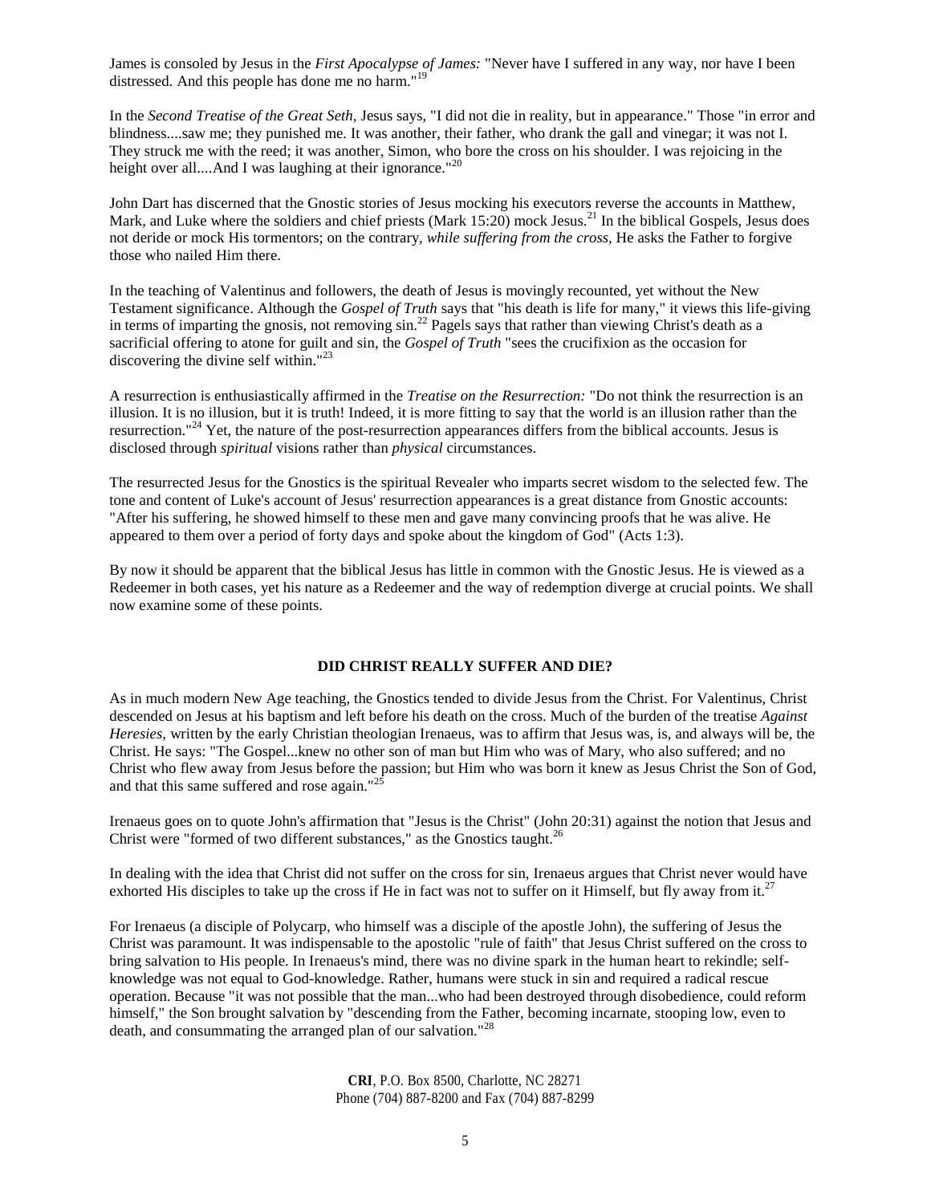James is consoled by Jesus in the *First Apocalypse of James:* "Never have I suffered in any way, nor have I been distressed. And this people has done me no harm."[19]

In the *Second Treatise of the Great Seth,* Jesus says, "I did not die in reality, but in appearance." Those "in error and blindness....saw me; they punished me. It was another, their father, who drank the gall and vinegar; it was not I. They struck me with the reed; it was another, Simon, who bore the cross on his shoulder. I was rejoicing in the height over all....And I was laughing at their ignorance."[20]

John Dart has discerned that the Gnostic stories of Jesus mocking his executors reverse the accounts in Matthew, Mark, and Luke where the soldiers and chief priests (Mark 15:20) mock Jesus.[21] In the biblical Gospels, Jesus does not deride or mock His tormentors; on the contrary, *while suffering from the cross,* He asks the Father to forgive those who nailed Him there.

In the teaching of Valentinus and followers, the death of Jesus is movingly recounted, yet without the New Testament significance. Although the *Gospel of Truth* says that "his death is life for many," it views this life-giving in terms of imparting the gnosis, not removing sin.[22] Pagels says that rather than viewing Christ's death as a sacrificial offering to atone for guilt and sin, the *Gospel of Truth* "sees the crucifixion as the occasion for discovering the divine self within."[23]

A resurrection is enthusiastically affirmed in the *Treatise on the Resurrection:* "Do not think the resurrection is an illusion. It is no illusion, but it is truth! Indeed, it is more fitting to say that the world is an illusion rather than the resurrection."[24] Yet, the nature of the post-resurrection appearances differs from the biblical accounts. Jesus is disclosed through *spiritual* visions rather than *physical* circumstances.

The resurrected Jesus for the Gnostics is the spiritual Revealer who imparts secret wisdom to the selected few. The tone and content of Luke's account of Jesus' resurrection appearances is a great distance from Gnostic accounts: "After his suffering, he showed himself to these men and gave many convincing proofs that he was alive. He appeared to them over a period of forty days and spoke about the kingdom of God" (Acts 1:3).

By now it should be apparent that the biblical Jesus has little in common with the Gnostic Jesus. He is viewed as a Redeemer in both cases, yet his nature as a Redeemer and the way of redemption diverge at crucial points. We shall now examine some of these points.

## DID CHRIST REALLY SUFFER AND DIE?

As in much modern New Age teaching, the Gnostics tended to divide Jesus from the Christ. For Valentinus, Christ descended on Jesus at his baptism and left before his death on the cross. Much of the burden of the treatise *Against Heresies,* written by the early Christian theologian Irenaeus, was to affirm that Jesus was, is, and always will be, the Christ. He says: "The Gospel...knew no other son of man but Him who was of Mary, who also suffered; and no Christ who flew away from Jesus before the passion; but Him who was born it knew as Jesus Christ the Son of God, and that this same suffered and rose again."[25]

Irenaeus goes on to quote John's affirmation that "Jesus is the Christ" (John 20:31) against the notion that Jesus and Christ were "formed of two different substances," as the Gnostics taught.[26]

In dealing with the idea that Christ did not suffer on the cross for sin, Irenaeus argues that Christ never would have exhorted His disciples to take up the cross if He in fact was not to suffer on it Himself, but fly away from it.[27]

For Irenaeus (a disciple of Polycarp, who himself was a disciple of the apostle John), the suffering of Jesus the Christ was paramount. It was indispensable to the apostolic "rule of faith" that Jesus Christ suffered on the cross to bring salvation to His people. In Irenaeus's mind, there was no divine spark in the human heart to rekindle; self-knowledge was not equal to God-knowledge. Rather, humans were stuck in sin and required a radical rescue operation. Because "it was not possible that the man...who had been destroyed through disobedience, could reform himself," the Son brought salvation by "descending from the Father, becoming incarnate, stooping low, even to death, and consummating the arranged plan of our salvation."[28]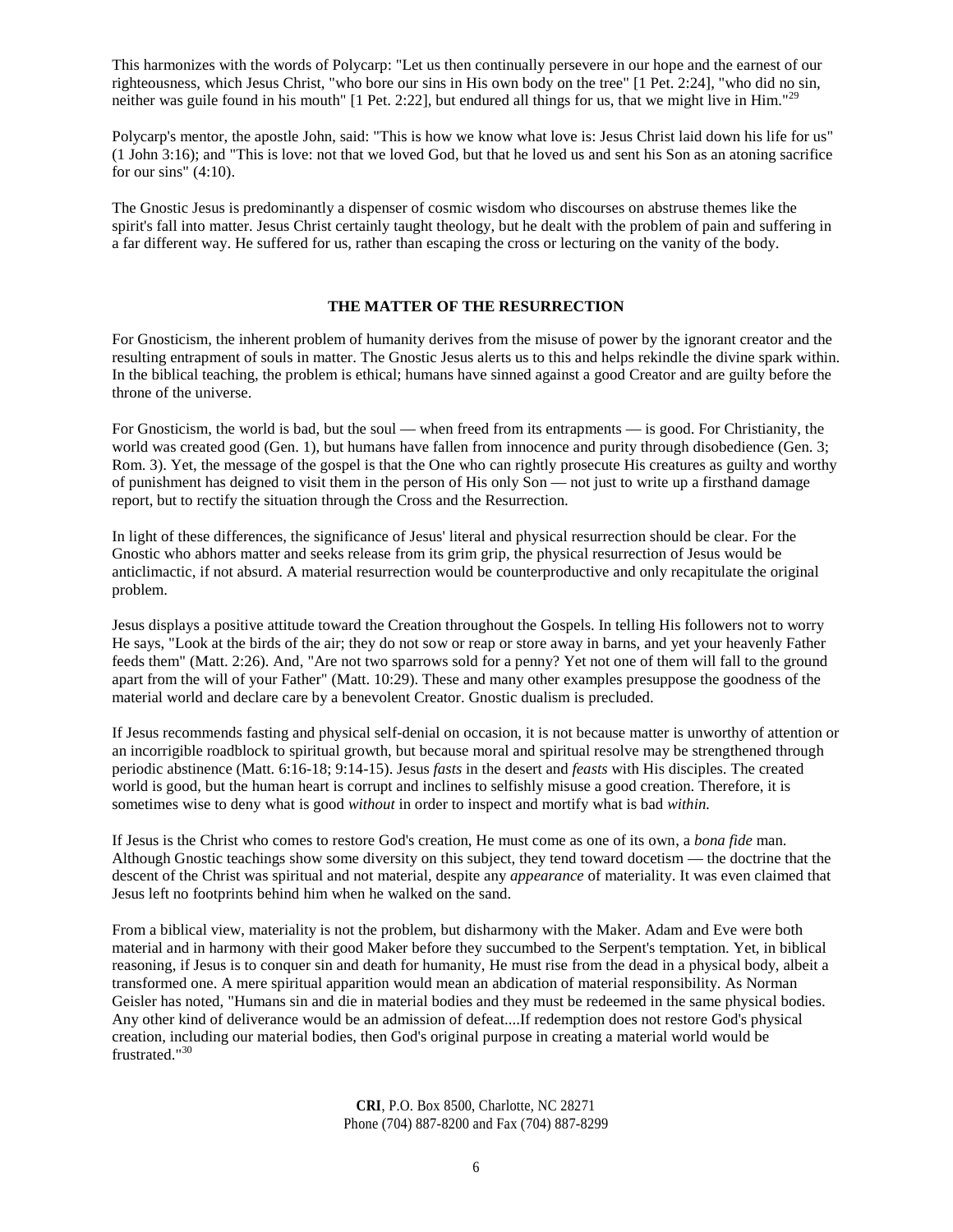This harmonizes with the words of Polycarp: "Let us then continually persevere in our hope and the earnest of our righteousness, which Jesus Christ, "who bore our sins in His own body on the tree" [1 Pet. 2:24], "who did no sin, neither was guile found in his mouth" [1 Pet. 2:22], but endured all things for us, that we might live in Him."[29]

Polycarp's mentor, the apostle John, said: "This is how we know what love is: Jesus Christ laid down his life for us" (1 John 3:16); and "This is love: not that we loved God, but that he loved us and sent his Son as an atoning sacrifice for our sins" (4:10).

The Gnostic Jesus is predominantly a dispenser of cosmic wisdom who discourses on abstruse themes like the spirit's fall into matter. Jesus Christ certainly taught theology, but he dealt with the problem of pain and suffering in a far different way. He suffered for us, rather than escaping the cross or lecturing on the vanity of the body.

## THE MATTER OF THE RESURRECTION

For Gnosticism, the inherent problem of humanity derives from the misuse of power by the ignorant creator and the resulting entrapment of souls in matter. The Gnostic Jesus alerts us to this and helps rekindle the divine spark within. In the biblical teaching, the problem is ethical; humans have sinned against a good Creator and are guilty before the throne of the universe.

For Gnosticism, the world is bad, but the soul — when freed from its entrapments — is good. For Christianity, the world was created good (Gen. 1), but humans have fallen from innocence and purity through disobedience (Gen. 3; Rom. 3). Yet, the message of the gospel is that the One who can rightly prosecute His creatures as guilty and worthy of punishment has deigned to visit them in the person of His only Son — not just to write up a firsthand damage report, but to rectify the situation through the Cross and the Resurrection.

In light of these differences, the significance of Jesus' literal and physical resurrection should be clear. For the Gnostic who abhors matter and seeks release from its grim grip, the physical resurrection of Jesus would be anticlimactic, if not absurd. A material resurrection would be counterproductive and only recapitulate the original problem.

Jesus displays a positive attitude toward the Creation throughout the Gospels. In telling His followers not to worry He says, "Look at the birds of the air; they do not sow or reap or store away in barns, and yet your heavenly Father feeds them" (Matt. 2:26). And, "Are not two sparrows sold for a penny? Yet not one of them will fall to the ground apart from the will of your Father" (Matt. 10:29). These and many other examples presuppose the goodness of the material world and declare care by a benevolent Creator. Gnostic dualism is precluded.

If Jesus recommends fasting and physical self-denial on occasion, it is not because matter is unworthy of attention or an incorrigible roadblock to spiritual growth, but because moral and spiritual resolve may be strengthened through periodic abstinence (Matt. 6:16-18; 9:14-15). Jesus *fasts* in the desert and *feasts* with His disciples. The created world is good, but the human heart is corrupt and inclines to selfishly misuse a good creation. Therefore, it is sometimes wise to deny what is good *without* in order to inspect and mortify what is bad *within.*

If Jesus is the Christ who comes to restore God's creation, He must come as one of its own, a *bona fide* man. Although Gnostic teachings show some diversity on this subject, they tend toward docetism — the doctrine that the descent of the Christ was spiritual and not material, despite any *appearance* of materiality. It was even claimed that Jesus left no footprints behind him when he walked on the sand.

From a biblical view, materiality is not the problem, but disharmony with the Maker. Adam and Eve were both material and in harmony with their good Maker before they succumbed to the Serpent's temptation. Yet, in biblical reasoning, if Jesus is to conquer sin and death for humanity, He must rise from the dead in a physical body, albeit a transformed one. A mere spiritual apparition would mean an abdication of material responsibility. As Norman Geisler has noted, "Humans sin and die in material bodies and they must be redeemed in the same physical bodies. Any other kind of deliverance would be an admission of defeat....If redemption does not restore God's physical creation, including our material bodies, then God's original purpose in creating a material world would be frustrated."[30]

**CRI**, P.O. Box 8500, Charlotte, NC 28271
Phone (704) 887-8200 and Fax (704) 887-8299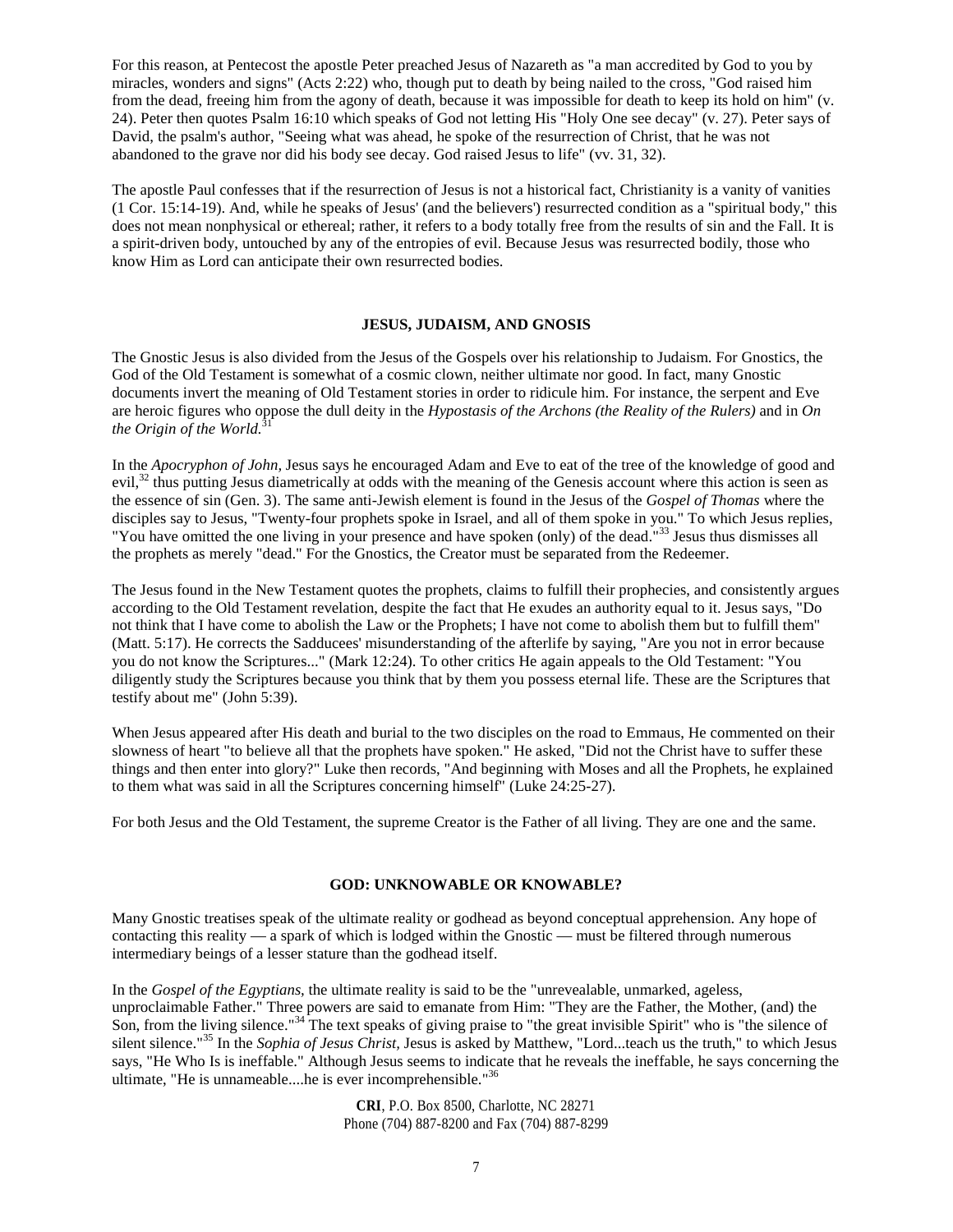For this reason, at Pentecost the apostle Peter preached Jesus of Nazareth as "a man accredited by God to you by miracles, wonders and signs" (Acts 2:22) who, though put to death by being nailed to the cross, "God raised him from the dead, freeing him from the agony of death, because it was impossible for death to keep its hold on him" (v. 24). Peter then quotes Psalm 16:10 which speaks of God not letting His "Holy One see decay" (v. 27). Peter says of David, the psalm's author, "Seeing what was ahead, he spoke of the resurrection of Christ, that he was not abandoned to the grave nor did his body see decay. God raised Jesus to life" (vv. 31, 32).

The apostle Paul confesses that if the resurrection of Jesus is not a historical fact, Christianity is a vanity of vanities (1 Cor. 15:14-19). And, while he speaks of Jesus' (and the believers') resurrected condition as a "spiritual body," this does not mean nonphysical or ethereal; rather, it refers to a body totally free from the results of sin and the Fall. It is a spirit-driven body, untouched by any of the entropies of evil. Because Jesus was resurrected bodily, those who know Him as Lord can anticipate their own resurrected bodies.

## JESUS, JUDAISM, AND GNOSIS

The Gnostic Jesus is also divided from the Jesus of the Gospels over his relationship to Judaism. For Gnostics, the God of the Old Testament is somewhat of a cosmic clown, neither ultimate nor good. In fact, many Gnostic documents invert the meaning of Old Testament stories in order to ridicule him. For instance, the serpent and Eve are heroic figures who oppose the dull deity in the *Hypostasis of the Archons (the Reality of the Rulers)* and in *On the Origin of the World.*[31]

In the *Apocryphon of John,* Jesus says he encouraged Adam and Eve to eat of the tree of the knowledge of good and evil,[32] thus putting Jesus diametrically at odds with the meaning of the Genesis account where this action is seen as the essence of sin (Gen. 3). The same anti-Jewish element is found in the Jesus of the *Gospel of Thomas* where the disciples say to Jesus, "Twenty-four prophets spoke in Israel, and all of them spoke in you." To which Jesus replies, "You have omitted the one living in your presence and have spoken (only) of the dead."[33] Jesus thus dismisses all the prophets as merely "dead." For the Gnostics, the Creator must be separated from the Redeemer.

The Jesus found in the New Testament quotes the prophets, claims to fulfill their prophecies, and consistently argues according to the Old Testament revelation, despite the fact that He exudes an authority equal to it. Jesus says, "Do not think that I have come to abolish the Law or the Prophets; I have not come to abolish them but to fulfill them" (Matt. 5:17). He corrects the Sadducees' misunderstanding of the afterlife by saying, "Are you not in error because you do not know the Scriptures..." (Mark 12:24). To other critics He again appeals to the Old Testament: "You diligently study the Scriptures because you think that by them you possess eternal life. These are the Scriptures that testify about me" (John 5:39).

When Jesus appeared after His death and burial to the two disciples on the road to Emmaus, He commented on their slowness of heart "to believe all that the prophets have spoken." He asked, "Did not the Christ have to suffer these things and then enter into glory?" Luke then records, "And beginning with Moses and all the Prophets, he explained to them what was said in all the Scriptures concerning himself" (Luke 24:25-27).

For both Jesus and the Old Testament, the supreme Creator is the Father of all living. They are one and the same.

## GOD: UNKNOWABLE OR KNOWABLE?

Many Gnostic treatises speak of the ultimate reality or godhead as beyond conceptual apprehension. Any hope of contacting this reality — a spark of which is lodged within the Gnostic — must be filtered through numerous intermediary beings of a lesser stature than the godhead itself.

In the *Gospel of the Egyptians*, the ultimate reality is said to be the "unrevealable, unmarked, ageless, unproclaimable Father." Three powers are said to emanate from Him: "They are the Father, the Mother, (and) the Son, from the living silence."[34] The text speaks of giving praise to "the great invisible Spirit" who is "the silence of silent silence."[35] In the *Sophia of Jesus Christ,* Jesus is asked by Matthew, "Lord...teach us the truth," to which Jesus says, "He Who Is is ineffable." Although Jesus seems to indicate that he reveals the ineffable, he says concerning the ultimate, "He is unnameable....he is ever incomprehensible."[36]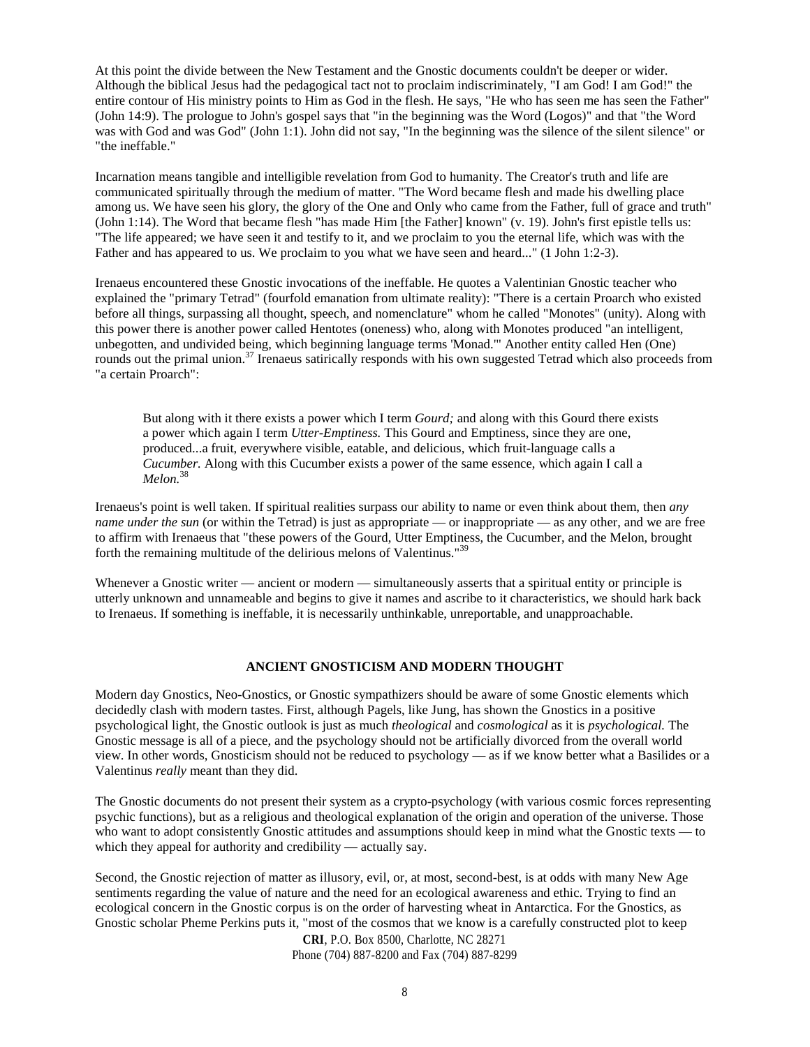At this point the divide between the New Testament and the Gnostic documents couldn't be deeper or wider. Although the biblical Jesus had the pedagogical tact not to proclaim indiscriminately, "I am God! I am God!" the entire contour of His ministry points to Him as God in the flesh. He says, "He who has seen me has seen the Father" (John 14:9). The prologue to John's gospel says that "in the beginning was the Word (Logos)" and that "the Word was with God and was God" (John 1:1). John did not say, "In the beginning was the silence of the silent silence" or "the ineffable."

Incarnation means tangible and intelligible revelation from God to humanity. The Creator's truth and life are communicated spiritually through the medium of matter. "The Word became flesh and made his dwelling place among us. We have seen his glory, the glory of the One and Only who came from the Father, full of grace and truth" (John 1:14). The Word that became flesh "has made Him [the Father] known" (v. 19). John's first epistle tells us: "The life appeared; we have seen it and testify to it, and we proclaim to you the eternal life, which was with the Father and has appeared to us. We proclaim to you what we have seen and heard..." (1 John 1:2-3).

Irenaeus encountered these Gnostic invocations of the ineffable. He quotes a Valentinian Gnostic teacher who explained the "primary Tetrad" (fourfold emanation from ultimate reality): "There is a certain Proarch who existed before all things, surpassing all thought, speech, and nomenclature" whom he called "Monotes" (unity). Along with this power there is another power called Hentotes (oneness) who, along with Monotes produced "an intelligent, unbegotten, and undivided being, which beginning language terms 'Monad.'" Another entity called Hen (One) rounds out the primal union.[37] Irenaeus satirically responds with his own suggested Tetrad which also proceeds from "a certain Proarch":

> But along with it there exists a power which I term *Gourd;* and along with this Gourd there exists a power which again I term *Utter-Emptiness.* This Gourd and Emptiness, since they are one, produced...a fruit, everywhere visible, eatable, and delicious, which fruit-language calls a *Cucumber.* Along with this Cucumber exists a power of the same essence, which again I call a *Melon.*[38]

Irenaeus's point is well taken. If spiritual realities surpass our ability to name or even think about them, then *any name under the sun* (or within the Tetrad) is just as appropriate — or inappropriate — as any other, and we are free to affirm with Irenaeus that "these powers of the Gourd, Utter Emptiness, the Cucumber, and the Melon, brought forth the remaining multitude of the delirious melons of Valentinus."[39]

Whenever a Gnostic writer — ancient or modern — simultaneously asserts that a spiritual entity or principle is utterly unknown and unnameable and begins to give it names and ascribe to it characteristics, we should hark back to Irenaeus. If something is ineffable, it is necessarily unthinkable, unreportable, and unapproachable.

## ANCIENT GNOSTICISM AND MODERN THOUGHT

Modern day Gnostics, Neo-Gnostics, or Gnostic sympathizers should be aware of some Gnostic elements which decidedly clash with modern tastes. First, although Pagels, like Jung, has shown the Gnostics in a positive psychological light, the Gnostic outlook is just as much *theological* and *cosmological* as it is *psychological.* The Gnostic message is all of a piece, and the psychology should not be artificially divorced from the overall world view. In other words, Gnosticism should not be reduced to psychology — as if we know better what a Basilides or a Valentinus *really* meant than they did.

The Gnostic documents do not present their system as a crypto-psychology (with various cosmic forces representing psychic functions), but as a religious and theological explanation of the origin and operation of the universe. Those who want to adopt consistently Gnostic attitudes and assumptions should keep in mind what the Gnostic texts — to which they appeal for authority and credibility — actually say.

Second, the Gnostic rejection of matter as illusory, evil, or, at most, second-best, is at odds with many New Age sentiments regarding the value of nature and the need for an ecological awareness and ethic. Trying to find an ecological concern in the Gnostic corpus is on the order of harvesting wheat in Antarctica. For the Gnostics, as Gnostic scholar Pheme Perkins puts it, "most of the cosmos that we know is a carefully constructed plot to keep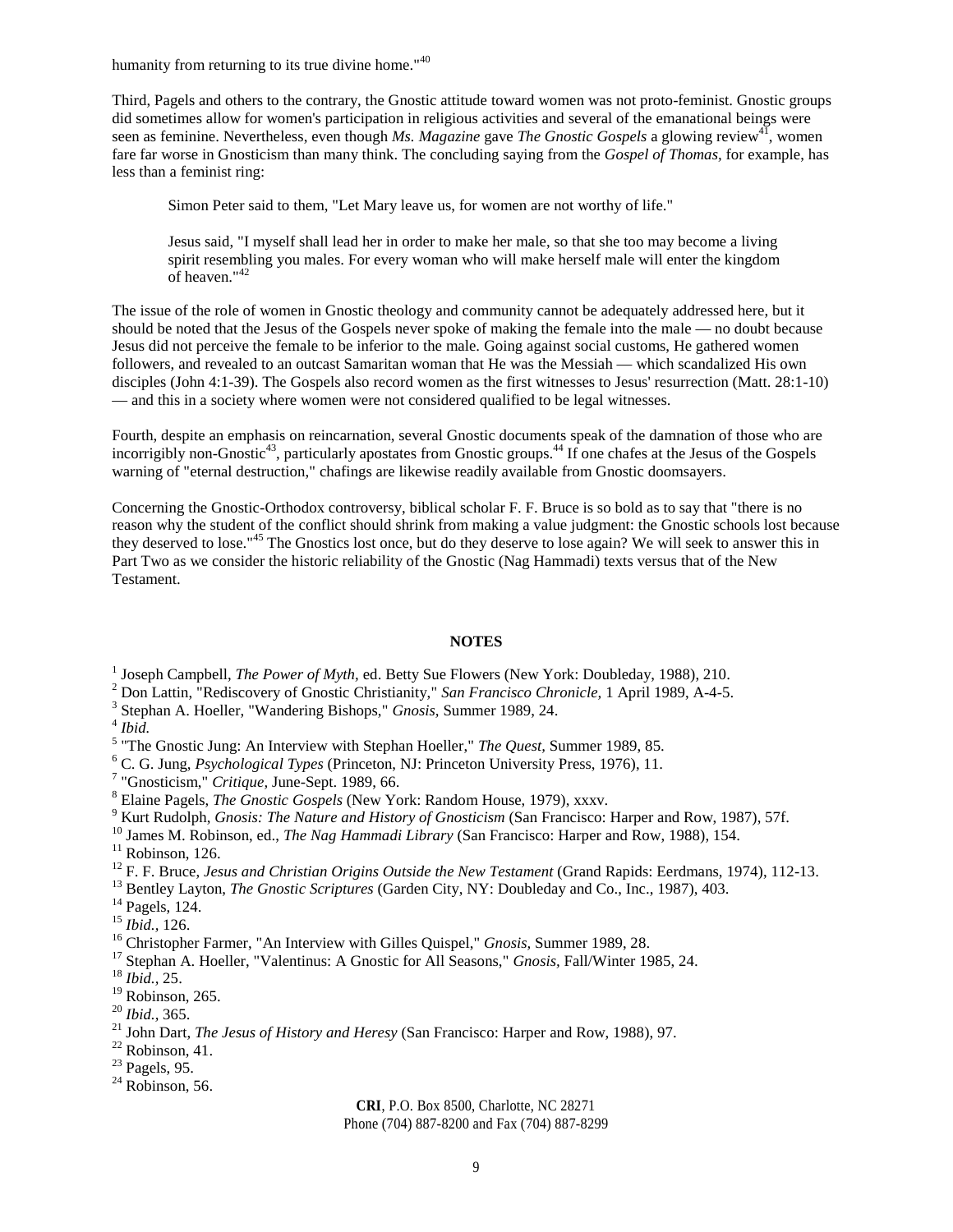humanity from returning to its true divine home."[40]

Third, Pagels and others to the contrary, the Gnostic attitude toward women was not proto-feminist. Gnostic groups did sometimes allow for women's participation in religious activities and several of the emanational beings were seen as feminine. Nevertheless, even though *Ms. Magazine* gave *The Gnostic Gospels* a glowing review[41], women fare far worse in Gnosticism than many think. The concluding saying from the *Gospel of Thomas*, for example, has less than a feminist ring:

> Simon Peter said to them, "Let Mary leave us, for women are not worthy of life."
>
> Jesus said, "I myself shall lead her in order to make her male, so that she too may become a living spirit resembling you males. For every woman who will make herself male will enter the kingdom of heaven."[42]

The issue of the role of women in Gnostic theology and community cannot be adequately addressed here, but it should be noted that the Jesus of the Gospels never spoke of making the female into the male — no doubt because Jesus did not perceive the female to be inferior to the male. Going against social customs, He gathered women followers, and revealed to an outcast Samaritan woman that He was the Messiah — which scandalized His own disciples (John 4:1-39). The Gospels also record women as the first witnesses to Jesus' resurrection (Matt. 28:1-10) — and this in a society where women were not considered qualified to be legal witnesses.

Fourth, despite an emphasis on reincarnation, several Gnostic documents speak of the damnation of those who are incorrigibly non-Gnostic[43], particularly apostates from Gnostic groups.[44] If one chafes at the Jesus of the Gospels warning of "eternal destruction," chafings are likewise readily available from Gnostic doomsayers.

Concerning the Gnostic-Orthodox controversy, biblical scholar F. F. Bruce is so bold as to say that "there is no reason why the student of the conflict should shrink from making a value judgment: the Gnostic schools lost because they deserved to lose."[45] The Gnostics lost once, but do they deserve to lose again? We will seek to answer this in Part Two as we consider the historic reliability of the Gnostic (Nag Hammadi) texts versus that of the New Testament.

## NOTES

[1] Joseph Campbell, *The Power of Myth*, ed. Betty Sue Flowers (New York: Doubleday, 1988), 210.
[2] Don Lattin, "Rediscovery of Gnostic Christianity," *San Francisco Chronicle*, 1 April 1989, A-4-5.
[3] Stephan A. Hoeller, "Wandering Bishops," *Gnosis*, Summer 1989, 24.
[4] *Ibid.*
[5] "The Gnostic Jung: An Interview with Stephan Hoeller," *The Quest*, Summer 1989, 85.
[6] C. G. Jung, *Psychological Types* (Princeton, NJ: Princeton University Press, 1976), 11.
[7] "Gnosticism," *Critique*, June-Sept. 1989, 66.
[8] Elaine Pagels, *The Gnostic Gospels* (New York: Random House, 1979), xxxv.
[9] Kurt Rudolph, *Gnosis: The Nature and History of Gnosticism* (San Francisco: Harper and Row, 1987), 57f.
[10] James M. Robinson, ed., *The Nag Hammadi Library* (San Francisco: Harper and Row, 1988), 154.
[11] Robinson, 126.
[12] F. F. Bruce, *Jesus and Christian Origins Outside the New Testament* (Grand Rapids: Eerdmans, 1974), 112-13.
[13] Bentley Layton, *The Gnostic Scriptures* (Garden City, NY: Doubleday and Co., Inc., 1987), 403.
[14] Pagels, 124.
[15] *Ibid.*, 126.
[16] Christopher Farmer, "An Interview with Gilles Quispel," *Gnosis*, Summer 1989, 28.
[17] Stephan A. Hoeller, "Valentinus: A Gnostic for All Seasons," *Gnosis*, Fall/Winter 1985, 24.
[18] *Ibid.*, 25.
[19] Robinson, 265.
[20] *Ibid.*, 365.
[21] John Dart, *The Jesus of History and Heresy* (San Francisco: Harper and Row, 1988), 97.
[22] Robinson, 41.
[23] Pagels, 95.
[24] Robinson, 56.

**CRI**, P.O. Box 8500, Charlotte, NC 28271
Phone (704) 887-8200 and Fax (704) 887-8299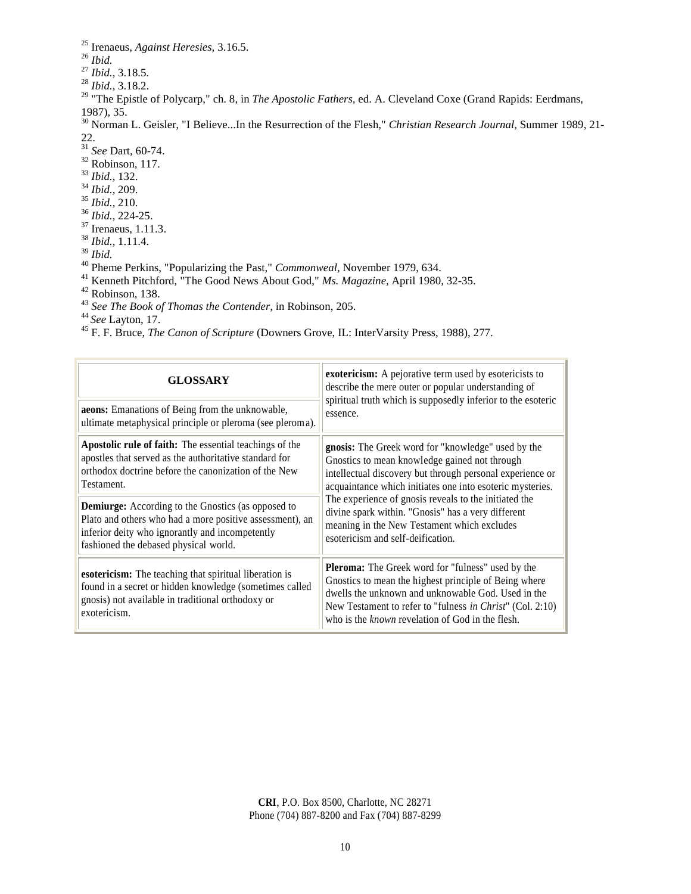[25] Irenaeus, *Against Heresies,* 3.16.5.
[26] *Ibid.*
[27] *Ibid.,* 3.18.5.
[28] *Ibid.,* 3.18.2.
[29] "The Epistle of Polycarp," ch. 8, in *The Apostolic Fathers,* ed. A. Cleveland Coxe (Grand Rapids: Eerdmans, 1987), 35.
[30] Norman L. Geisler, "I Believe...In the Resurrection of the Flesh," *Christian Research Journal,* Summer 1989, 21-22.
[31] *See* Dart, 60-74.
[32] Robinson, 117.
[33] *Ibid.,* 132.
[34] *Ibid.,* 209.
[35] *Ibid.,* 210.
[36] *Ibid.,* 224-25.
[37] Irenaeus, 1.11.3.
[38] *Ibid.,* 1.11.4.
[39] *Ibid.*
[40] Pheme Perkins, "Popularizing the Past," *Commonweal,* November 1979, 634.
[41] Kenneth Pitchford, "The Good News About God," *Ms. Magazine,* April 1980, 32-35.
[42] Robinson, 138.
[43] *See The Book of Thomas the Contender,* in Robinson, 205.
[44] *See* Layton, 17.
[45] F. F. Bruce, *The Canon of Scripture* (Downers Grove, IL: InterVarsity Press, 1988), 277.

| **GLOSSARY** | **exotericism:** A pejorative term used by esotericists to describe the mere outer or popular understanding of spiritual truth which is supposedly inferior to the esoteric essence. |
|---|---|
| **aeons:** Emanations of Being from the unknowable, ultimate metaphysical principle or pleroma (see pleroma). | |
| **Apostolic rule of faith:** The essential teachings of the apostles that served as the authoritative standard for orthodox doctrine before the canonization of the New Testament. | **gnosis:** The Greek word for "knowledge" used by the Gnostics to mean knowledge gained not through intellectual discovery but through personal experience or acquaintance which initiates one into esoteric mysteries. The experience of gnosis reveals to the initiated the divine spark within. "Gnosis" has a very different meaning in the New Testament which excludes esotericism and self-deification. |
| **Demiurge:** According to the Gnostics (as opposed to Plato and others who had a more positive assessment), an inferior deity who ignorantly and incompetently fashioned the debased physical world. | |
| **esotericism:** The teaching that spiritual liberation is found in a secret or hidden knowledge (sometimes called gnosis) not available in traditional orthodoxy or exotericism. | **Pleroma:** The Greek word for "fulness" used by the Gnostics to mean the highest principle of Being where dwells the unknown and unknowable God. Used in the New Testament to refer to "fulness *in Christ*" (Col. 2:10) who is the *known* revelation of God in the flesh. |

**CRI**, P.O. Box 8500, Charlotte, NC 28271
Phone (704) 887-8200 and Fax (704) 887-8299